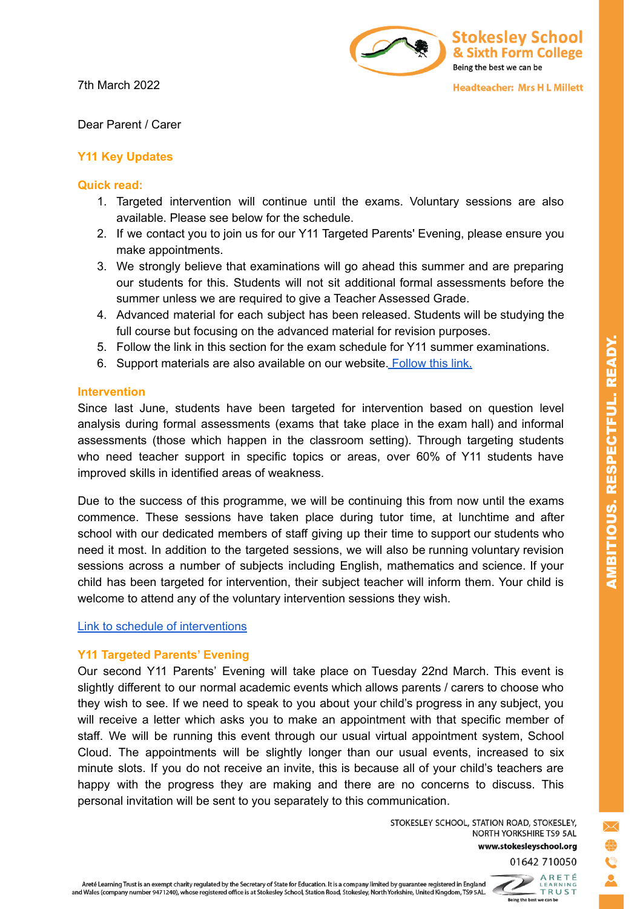Stokesley School & Sixth Form College

Being the best we can be

Headteacher: Mrs H L Millett

7th March 2022

Dear Parent / Carer

## Y11 Key Updates

### Quick read:

1. Targeted intervention will continue until the exams. Voluntary sessions are also available. Please see below for the schedule.
2. If we contact you to join us for our Y11 Targeted Parents' Evening, please ensure you make appointments.
3. We strongly believe that examinations will go ahead this summer and are preparing our students for this. Students will not sit additional formal assessments before the summer unless we are required to give a Teacher Assessed Grade.
4. Advanced material for each subject has been released. Students will be studying the full course but focusing on the advanced material for revision purposes.
5. Follow the link in this section for the exam schedule for Y11 summer examinations.
6. Support materials are also available on our website. Follow this link.

### Intervention

Since last June, students have been targeted for intervention based on question level analysis during formal assessments (exams that take place in the exam hall) and informal assessments (those which happen in the classroom setting). Through targeting students who need teacher support in specific topics or areas, over 60% of Y11 students have improved skills in identified areas of weakness.

Due to the success of this programme, we will be continuing this from now until the exams commence. These sessions have taken place during tutor time, at lunchtime and after school with our dedicated members of staff giving up their time to support our students who need it most. In addition to the targeted sessions, we will also be running voluntary revision sessions across a number of subjects including English, mathematics and science. If your child has been targeted for intervention, their subject teacher will inform them. Your child is welcome to attend any of the voluntary intervention sessions they wish.

Link to schedule of interventions

### Y11 Targeted Parents' Evening

Our second Y11 Parents' Evening will take place on Tuesday 22nd March. This event is slightly different to our normal academic events which allows parents / carers to choose who they wish to see. If we need to speak to you about your child's progress in any subject, you will receive a letter which asks you to make an appointment with that specific member of staff. We will be running this event through our usual virtual appointment system, School Cloud. The appointments will be slightly longer than our usual events, increased to six minute slots. If you do not receive an invite, this is because all of your child's teachers are happy with the progress they are making and there are no concerns to discuss. This personal invitation will be sent to you separately to this communication.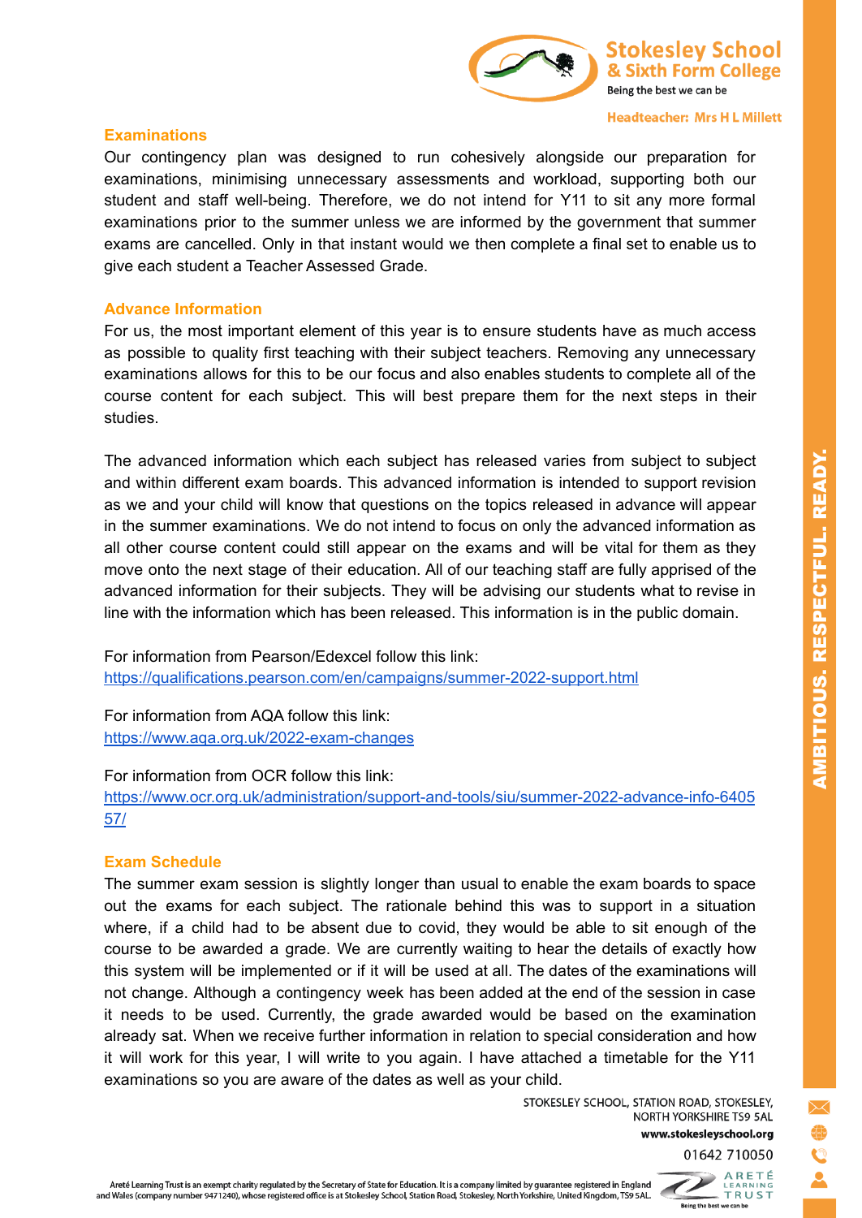## Examinations

Our contingency plan was designed to run cohesively alongside our preparation for examinations, minimising unnecessary assessments and workload, supporting both our student and staff well-being. Therefore, we do not intend for Y11 to sit any more formal examinations prior to the summer unless we are informed by the government that summer exams are cancelled. Only in that instant would we then complete a final set to enable us to give each student a Teacher Assessed Grade.

## Advance Information

For us, the most important element of this year is to ensure students have as much access as possible to quality first teaching with their subject teachers. Removing any unnecessary examinations allows for this to be our focus and also enables students to complete all of the course content for each subject. This will best prepare them for the next steps in their studies.

The advanced information which each subject has released varies from subject to subject and within different exam boards. This advanced information is intended to support revision as we and your child will know that questions on the topics released in advance will appear in the summer examinations. We do not intend to focus on only the advanced information as all other course content could still appear on the exams and will be vital for them as they move onto the next stage of their education. All of our teaching staff are fully apprised of the advanced information for their subjects. They will be advising our students what to revise in line with the information which has been released. This information is in the public domain.

For information from Pearson/Edexcel follow this link:
https://qualifications.pearson.com/en/campaigns/summer-2022-support.html

For information from AQA follow this link:
https://www.aqa.org.uk/2022-exam-changes

For information from OCR follow this link:
https://www.ocr.org.uk/administration/support-and-tools/siu/summer-2022-advance-info-640557/

## Exam Schedule

The summer exam session is slightly longer than usual to enable the exam boards to space out the exams for each subject. The rationale behind this was to support in a situation where, if a child had to be absent due to covid, they would be able to sit enough of the course to be awarded a grade. We are currently waiting to hear the details of exactly how this system will be implemented or if it will be used at all. The dates of the examinations will not change. Although a contingency week has been added at the end of the session in case it needs to be used. Currently, the grade awarded would be based on the examination already sat. When we receive further information in relation to special consideration and how it will work for this year, I will write to you again. I have attached a timetable for the Y11 examinations so you are aware of the dates as well as your child.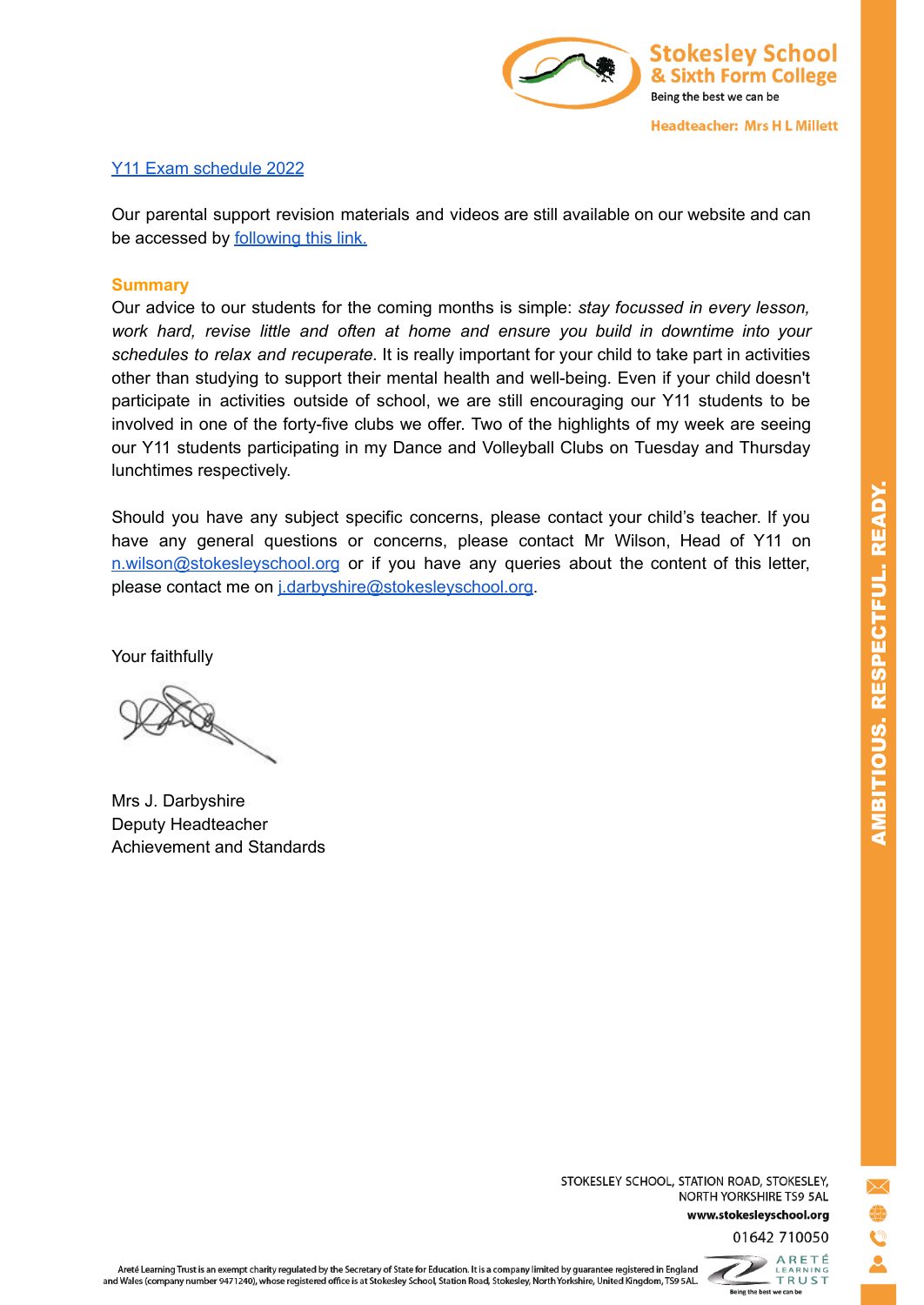Y11 Exam schedule 2022

Our parental support revision materials and videos are still available on our website and can be accessed by following this link.

**Summary**

Our advice to our students for the coming months is simple: *stay focussed in every lesson, work hard, revise little and often at home and ensure you build in downtime into your schedules to relax and recuperate.* It is really important for your child to take part in activities other than studying to support their mental health and well-being. Even if your child doesn't participate in activities outside of school, we are still encouraging our Y11 students to be involved in one of the forty-five clubs we offer. Two of the highlights of my week are seeing our Y11 students participating in my Dance and Volleyball Clubs on Tuesday and Thursday lunchtimes respectively.

Should you have any subject specific concerns, please contact your child's teacher. If you have any general questions or concerns, please contact Mr Wilson, Head of Y11 on n.wilson@stokesleyschool.org or if you have any queries about the content of this letter, please contact me on j.darbyshire@stokesleyschool.org.

Your faithfully

Mrs J. Darbyshire
Deputy Headteacher
Achievement and Standards